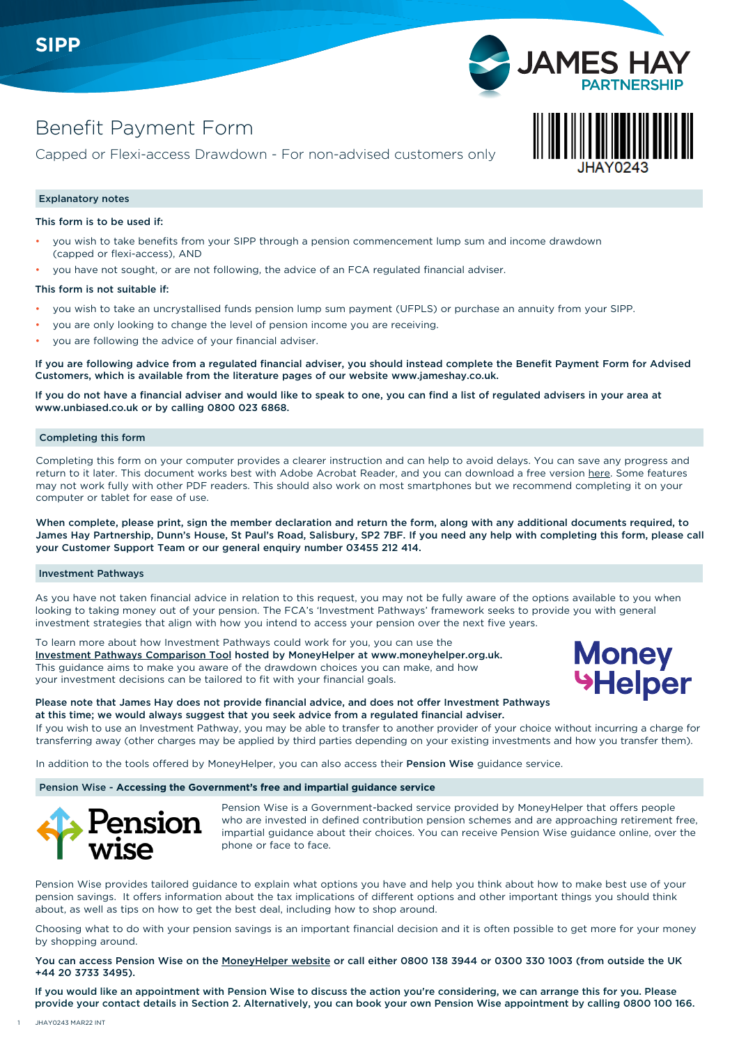SIPP

# Benefit Payment Form

Capped or Flexi-access Drawdown - For non-advised customers only

JHAY0243

## Explanatory notes

**This form is to be used if:**

- you wish to take benefits from your SIPP through a pension commencement lump sum and income drawdown (capped or flexi-access), AND
- you have not sought, or are not following, the advice of an FCA regulated financial adviser.

**This form is not suitable if:**

- you wish to take an uncrystallised funds pension lump sum payment (UFPLS) or purchase an annuity from your SIPP.
- you are only looking to change the level of pension income you are receiving.
- you are following the advice of your financial adviser.

**If you are following advice from a regulated financial adviser, you should instead complete the Benefit Payment Form for Advised Customers, which is available from the literature pages of our website www.jameshay.co.uk.**

**If you do not have a financial adviser and would like to speak to one, you can find a list of regulated advisers in your area at www.unbiased.co.uk or by calling 0800 023 6868.**

## Completing this form

Completing this form on your computer provides a clearer instruction and can help to avoid delays. You can save any progress and return to it later. This document works best with Adobe Acrobat Reader, and you can download a free version here. Some features may not work fully with other PDF readers. This should also work on most smartphones but we recommend completing it on your computer or tablet for ease of use.

**When complete, please print, sign the member declaration and return the form, along with any additional documents required, to James Hay Partnership, Dunn's House, St Paul's Road, Salisbury, SP2 7BF. If you need any help with completing this form, please call your Customer Support Team or our general enquiry number 03455 212 414.**

## Investment Pathways

As you have not taken financial advice in relation to this request, you may not be fully aware of the options available to you when looking to taking money out of your pension. The FCA's 'Investment Pathways' framework seeks to provide you with general investment strategies that align with how you intend to access your pension over the next five years.

To learn more about how Investment Pathways could work for you, you can use the Investment Pathways Comparison Tool **hosted by MoneyHelper at www.moneyhelper.org.uk.** This guidance aims to make you aware of the drawdown choices you can make, and how your investment decisions can be tailored to fit with your financial goals.

**Please note that James Hay does not provide financial advice, and does not offer Investment Pathways at this time; we would always suggest that you seek advice from a regulated financial adviser.**
If you wish to use an Investment Pathway, you may be able to transfer to another provider of your choice without incurring a charge for transferring away (other charges may be applied by third parties depending on your existing investments and how you transfer them).

In addition to the tools offered by MoneyHelper, you can also access their **Pension Wise** guidance service.

## Pension Wise - Accessing the Government's free and impartial guidance service

Pension Wise is a Government-backed service provided by MoneyHelper that offers people who are invested in defined contribution pension schemes and are approaching retirement free, impartial guidance about their choices. You can receive Pension Wise guidance online, over the phone or face to face.

Pension Wise provides tailored guidance to explain what options you have and help you think about how to make best use of your pension savings. It offers information about the tax implications of different options and other important things you should think about, as well as tips on how to get the best deal, including how to shop around.

Choosing what to do with your pension savings is an important financial decision and it is often possible to get more for your money by shopping around.

**You can access Pension Wise on the MoneyHelper website or call either 0800 138 3944 or 0300 330 1003 (from outside the UK +44 20 3733 3495).**

**If you would like an appointment with Pension Wise to discuss the action you're considering, we can arrange this for you. Please provide your contact details in Section 2. Alternatively, you can book your own Pension Wise appointment by calling 0800 100 166.**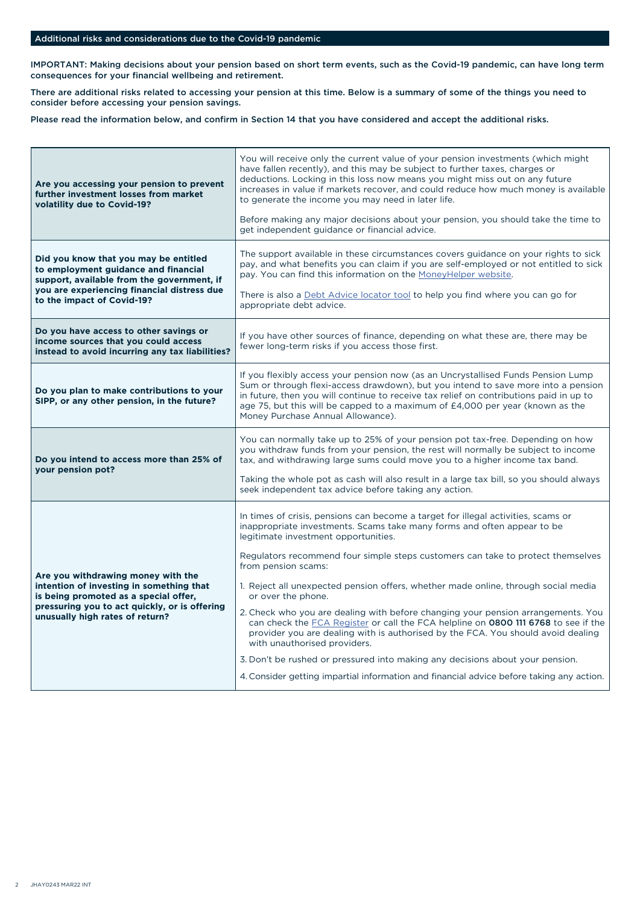## Additional risks and considerations due to the Covid-19 pandemic

**IMPORTANT: Making decisions about your pension based on short term events, such as the Covid-19 pandemic, can have long term consequences for your financial wellbeing and retirement.**

**There are additional risks related to accessing your pension at this time. Below is a summary of some of the things you need to consider before accessing your pension savings.**

**Please read the information below, and confirm in Section 14 that you have considered and accept the additional risks.**

| | |
|---|---|
| **Are you accessing your pension to prevent further investment losses from market volatility due to Covid-19?** | You will receive only the current value of your pension investments (which might have fallen recently), and this may be subject to further taxes, charges or deductions. Locking in this loss now means you might miss out on any future increases in value if markets recover, and could reduce how much money is available to generate the income you may need in later life.<br><br>Before making any major decisions about your pension, you should take the time to get independent guidance or financial advice. |
| **Did you know that you may be entitled to employment guidance and financial support, available from the government, if you are experiencing financial distress due to the impact of Covid-19?** | The support available in these circumstances covers guidance on your rights to sick pay, and what benefits you can claim if you are self-employed or not entitled to sick pay. You can find this information on the MoneyHelper website.<br><br>There is also a Debt Advice locator tool to help you find where you can go for appropriate debt advice. |
| **Do you have access to other savings or income sources that you could access instead to avoid incurring any tax liabilities?** | If you have other sources of finance, depending on what these are, there may be fewer long-term risks if you access those first. |
| **Do you plan to make contributions to your SIPP, or any other pension, in the future?** | If you flexibly access your pension now (as an Uncrystallised Funds Pension Lump Sum or through flexi-access drawdown), but you intend to save more into a pension in future, then you will continue to receive tax relief on contributions paid in up to age 75, but this will be capped to a maximum of £4,000 per year (known as the Money Purchase Annual Allowance). |
| **Do you intend to access more than 25% of your pension pot?** | You can normally take up to 25% of your pension pot tax-free. Depending on how you withdraw funds from your pension, the rest will normally be subject to income tax, and withdrawing large sums could move you to a higher income tax band.<br><br>Taking the whole pot as cash will also result in a large tax bill, so you should always seek independent tax advice before taking any action. |
| **Are you withdrawing money with the intention of investing in something that is being promoted as a special offer, pressuring you to act quickly, or is offering unusually high rates of return?** | In times of crisis, pensions can become a target for illegal activities, scams or inappropriate investments. Scams take many forms and often appear to be legitimate investment opportunities.<br><br>Regulators recommend four simple steps customers can take to protect themselves from pension scams:<br><br>1. Reject all unexpected pension offers, whether made online, through social media or over the phone.<br>2. Check who you are dealing with before changing your pension arrangements. You can check the FCA Register or call the FCA helpline on **0800 111 6768** to see if the provider you are dealing with is authorised by the FCA. You should avoid dealing with unauthorised providers.<br>3. Don't be rushed or pressured into making any decisions about your pension.<br>4. Consider getting impartial information and financial advice before taking any action. |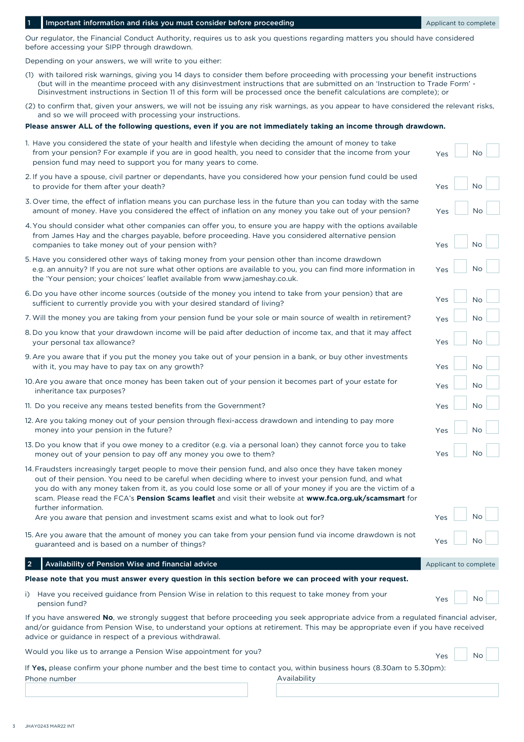## 1 Important information and risks you must consider before proceeding

Applicant to complete

Our regulator, the Financial Conduct Authority, requires us to ask you questions regarding matters you should have considered before accessing your SIPP through drawdown.

Depending on your answers, we will write to you either:

(1) with tailored risk warnings, giving you 14 days to consider them before proceeding with processing your benefit instructions (but will in the meantime proceed with any disinvestment instructions that are submitted on an 'Instruction to Trade Form' - Disinvestment instructions in Section 11 of this form will be processed once the benefit calculations are complete); or

(2) to confirm that, given your answers, we will not be issuing any risk warnings, as you appear to have considered the relevant risks, and so we will proceed with processing your instructions.

**Please answer ALL of the following questions, even if you are not immediately taking an income through drawdown.**

| Question | Yes | No |
|---|---|---|
| 1. Have you considered the state of your health and lifestyle when deciding the amount of money to take from your pension? For example if you are in good health, you need to consider that the income from your pension fund may need to support you for many years to come. | ☐ | ☐ |
| 2. If you have a spouse, civil partner or dependants, have you considered how your pension fund could be used to provide for them after your death? | ☐ | ☐ |
| 3. Over time, the effect of inflation means you can purchase less in the future than you can today with the same amount of money. Have you considered the effect of inflation on any money you take out of your pension? | ☐ | ☐ |
| 4. You should consider what other companies can offer you, to ensure you are happy with the options available from James Hay and the charges payable, before proceeding. Have you considered alternative pension companies to take money out of your pension with? | ☐ | ☐ |
| 5. Have you considered other ways of taking money from your pension other than income drawdown e.g. an annuity? If you are not sure what other options are available to you, you can find more information in the 'Your pension; your choices' leaflet available from www.jameshay.co.uk. | ☐ | ☐ |
| 6. Do you have other income sources (outside of the money you intend to take from your pension) that are sufficient to currently provide you with your desired standard of living? | ☐ | ☐ |
| 7. Will the money you are taking from your pension fund be your sole or main source of wealth in retirement? | ☐ | ☐ |
| 8. Do you know that your drawdown income will be paid after deduction of income tax, and that it may affect your personal tax allowance? | ☐ | ☐ |
| 9. Are you aware that if you put the money you take out of your pension in a bank, or buy other investments with it, you may have to pay tax on any growth? | ☐ | ☐ |
| 10. Are you aware that once money has been taken out of your pension it becomes part of your estate for inheritance tax purposes? | ☐ | ☐ |
| 11. Do you receive any means tested benefits from the Government? | ☐ | ☐ |
| 12. Are you taking money out of your pension through flexi-access drawdown and intending to pay more money into your pension in the future? | ☐ | ☐ |
| 13. Do you know that if you owe money to a creditor (e.g. via a personal loan) they cannot force you to take money out of your pension to pay off any money you owe to them? | ☐ | ☐ |
| 14. Fraudsters increasingly target people to move their pension fund, and also once they have taken money out of their pension. You need to be careful when deciding where to invest your pension fund, and what you do with any money taken from it, as you could lose some or all of your money if you are the victim of a scam. Please read the FCA's **Pension Scams leaflet** and visit their website at **www.fca.org.uk/scamsmart** for further information. Are you aware that pension and investment scams exist and what to look out for? | ☐ | ☐ |
| 15. Are you aware that the amount of money you can take from your pension fund via income drawdown is not guaranteed and is based on a number of things? | ☐ | ☐ |

## 2 Availability of Pension Wise and financial advice

Applicant to complete

**Please note that you must answer every question in this section before we can proceed with your request.**

i) Have you received guidance from Pension Wise in relation to this request to take money from your pension fund? Yes ☐ No ☐

If you have answered **No**, we strongly suggest that before proceeding you seek appropriate advice from a regulated financial adviser, and/or guidance from Pension Wise, to understand your options at retirement. This may be appropriate even if you have received advice or guidance in respect of a previous withdrawal.

Would you like us to arrange a Pension Wise appointment for you? Yes ☐ No ☐

If **Yes,** please confirm your phone number and the best time to contact you, within business hours (8.30am to 5.30pm):

| Phone number | Availability |
|---|---|
| | |

JHAY0243 MAR22 INT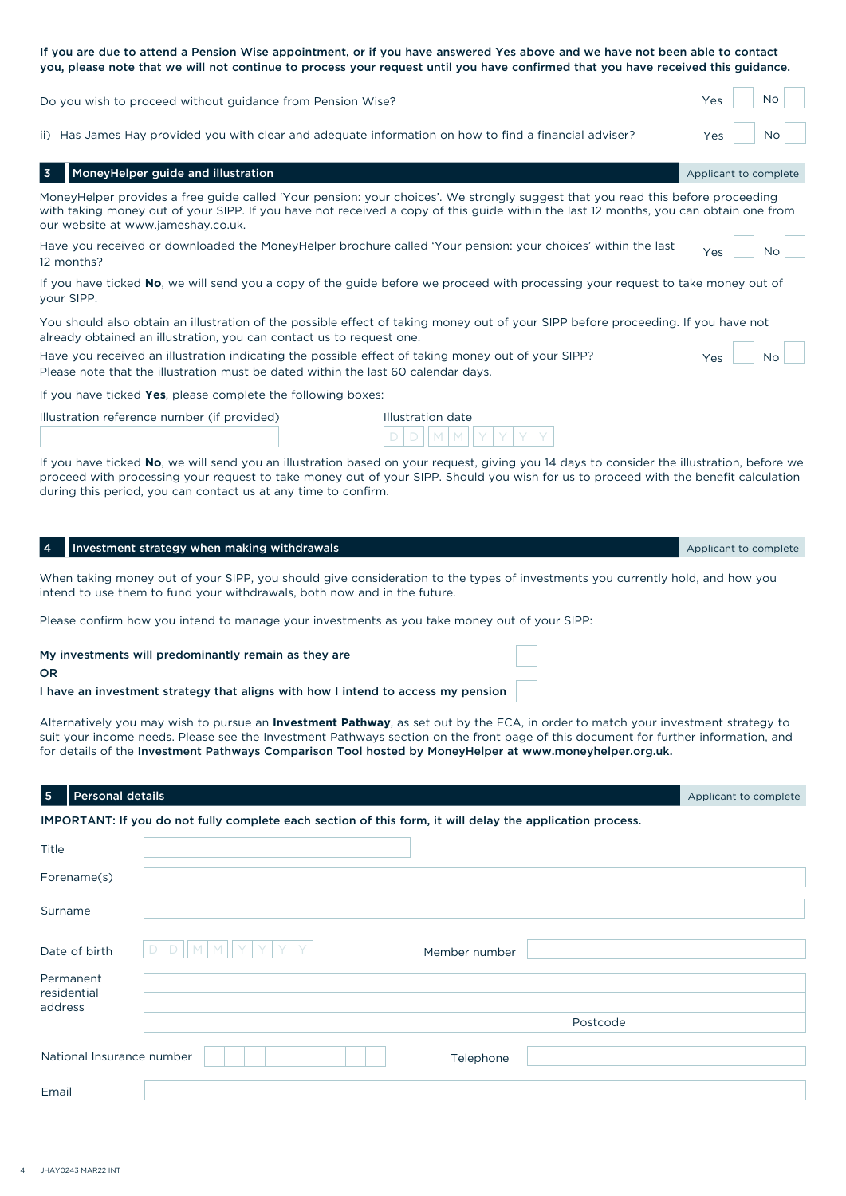**If you are due to attend a Pension Wise appointment, or if you have answered Yes above and we have not been able to contact you, please note that we will not continue to process your request until you have confirmed that you have received this guidance.**

Do you wish to proceed without guidance from Pension Wise? Yes ☐ No ☐

ii) Has James Hay provided you with clear and adequate information on how to find a financial adviser? Yes ☐ No ☐

## 3 MoneyHelper guide and illustration

Applicant to complete

MoneyHelper provides a free guide called 'Your pension: your choices'. We strongly suggest that you read this before proceeding with taking money out of your SIPP. If you have not received a copy of this guide within the last 12 months, you can obtain one from our website at www.jameshay.co.uk.

Have you received or downloaded the MoneyHelper brochure called 'Your pension: your choices' within the last 12 months? Yes ☐ No ☐

If you have ticked **No**, we will send you a copy of the guide before we proceed with processing your request to take money out of your SIPP.

You should also obtain an illustration of the possible effect of taking money out of your SIPP before proceeding. If you have not already obtained an illustration, you can contact us to request one.

Have you received an illustration indicating the possible effect of taking money out of your SIPP? Yes ☐ No ☐
Please note that the illustration must be dated within the last 60 calendar days.

If you have ticked **Yes**, please complete the following boxes:

Illustration reference number (if provided) ____________________

Illustration date D D / M M / Y Y Y Y

If you have ticked **No**, we will send you an illustration based on your request, giving you 14 days to consider the illustration, before we proceed with processing your request to take money out of your SIPP. Should you wish for us to proceed with the benefit calculation during this period, you can contact us at any time to confirm.

## 4 Investment strategy when making withdrawals

Applicant to complete

When taking money out of your SIPP, you should give consideration to the types of investments you currently hold, and how you intend to use them to fund your withdrawals, both now and in the future.

Please confirm how you intend to manage your investments as you take money out of your SIPP:

**My investments will predominantly remain as they are** ☐

**OR**

**I have an investment strategy that aligns with how I intend to access my pension** ☐

Alternatively you may wish to pursue an **Investment Pathway**, as set out by the FCA, in order to match your investment strategy to suit your income needs. Please see the Investment Pathways section on the front page of this document for further information, and for details of the **Investment Pathways Comparison Tool hosted by MoneyHelper at www.moneyhelper.org.uk.**

## 5 Personal details

Applicant to complete

**IMPORTANT: If you do not fully complete each section of this form, it will delay the application process.**

Title ____________________

Forename(s) ____________________

Surname ____________________

Date of birth D D / M M / Y Y Y Y    Member number ____________________

Permanent residential address ____________________
____________________
Postcode ____________________

National Insurance number ____________________    Telephone ____________________

Email ____________________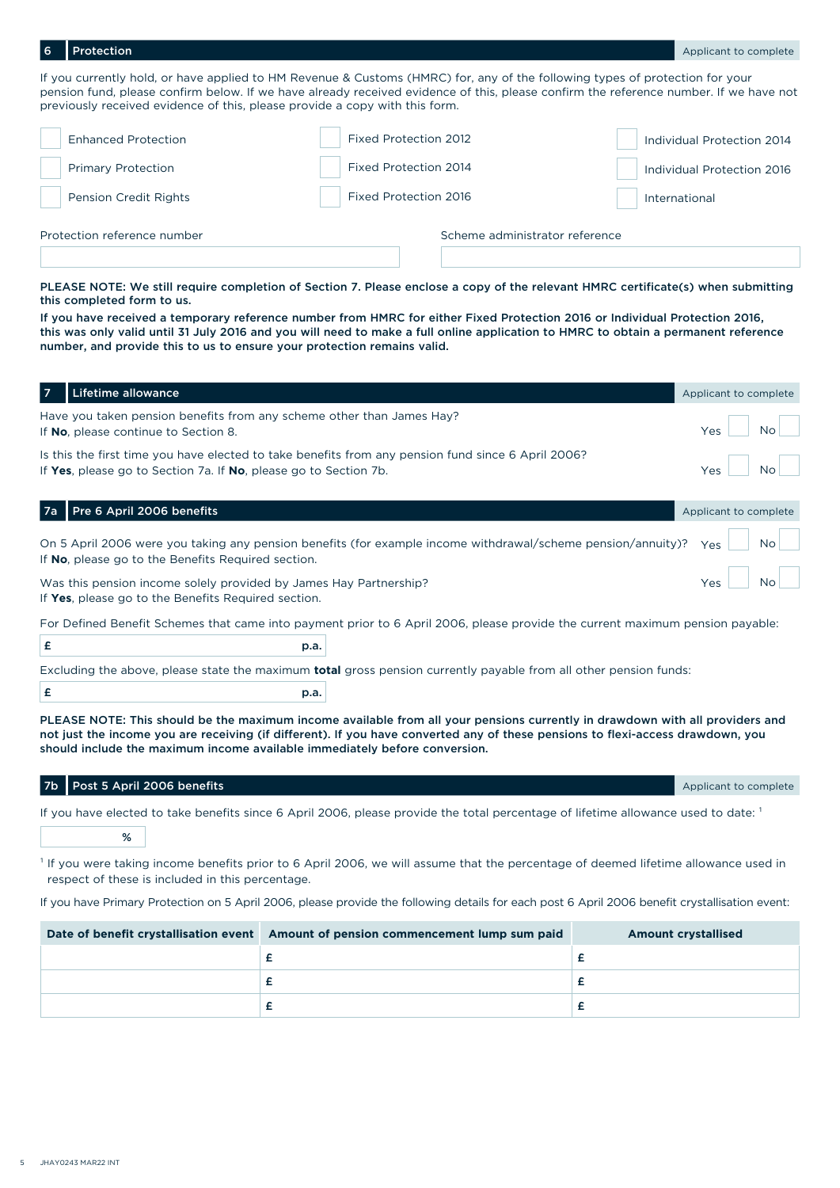## 6 Protection

Applicant to complete

If you currently hold, or have applied to HM Revenue & Customs (HMRC) for, any of the following types of protection for your pension fund, please confirm below. If we have already received evidence of this, please confirm the reference number. If we have not previously received evidence of this, please provide a copy with this form.

- ☐ Enhanced Protection
- ☐ Primary Protection
- ☐ Pension Credit Rights
- ☐ Fixed Protection 2012
- ☐ Fixed Protection 2014
- ☐ Fixed Protection 2016
- ☐ Individual Protection 2014
- ☐ Individual Protection 2016
- ☐ International

Protection reference number

Scheme administrator reference

**PLEASE NOTE: We still require completion of Section 7. Please enclose a copy of the relevant HMRC certificate(s) when submitting this completed form to us.**

**If you have received a temporary reference number from HMRC for either Fixed Protection 2016 or Individual Protection 2016, this was only valid until 31 July 2016 and you will need to make a full online application to HMRC to obtain a permanent reference number, and provide this to us to ensure your protection remains valid.**

## 7 Lifetime allowance

Applicant to complete

Have you taken pension benefits from any scheme other than James Hay?
If **No**, please continue to Section 8. Yes ☐ No ☐

Is this the first time you have elected to take benefits from any pension fund since 6 April 2006?
If **Yes**, please go to Section 7a. If **No**, please go to Section 7b. Yes ☐ No ☐

## 7a Pre 6 April 2006 benefits

Applicant to complete

On 5 April 2006 were you taking any pension benefits (for example income withdrawal/scheme pension/annuity)?
If **No**, please go to the Benefits Required section. Yes ☐ No ☐

Was this pension income solely provided by James Hay Partnership?
If **Yes**, please go to the Benefits Required section. Yes ☐ No ☐

For Defined Benefit Schemes that came into payment prior to 6 April 2006, please provide the current maximum pension payable:

£ p.a.

Excluding the above, please state the maximum **total** gross pension currently payable from all other pension funds:

£ p.a.

**PLEASE NOTE: This should be the maximum income available from all your pensions currently in drawdown with all providers and not just the income you are receiving (if different). If you have converted any of these pensions to flexi-access drawdown, you should include the maximum income available immediately before conversion.**

## 7b Post 5 April 2006 benefits

Applicant to complete

If you have elected to take benefits since 6 April 2006, please provide the total percentage of lifetime allowance used to date: [1]

%

[1] If you were taking income benefits prior to 6 April 2006, we will assume that the percentage of deemed lifetime allowance used in respect of these is included in this percentage.

If you have Primary Protection on 5 April 2006, please provide the following details for each post 6 April 2006 benefit crystallisation event:

| Date of benefit crystallisation event | Amount of pension commencement lump sum paid | Amount crystallised |
|---|---|---|
| | £ | £ |
| | £ | £ |
| | £ | £ |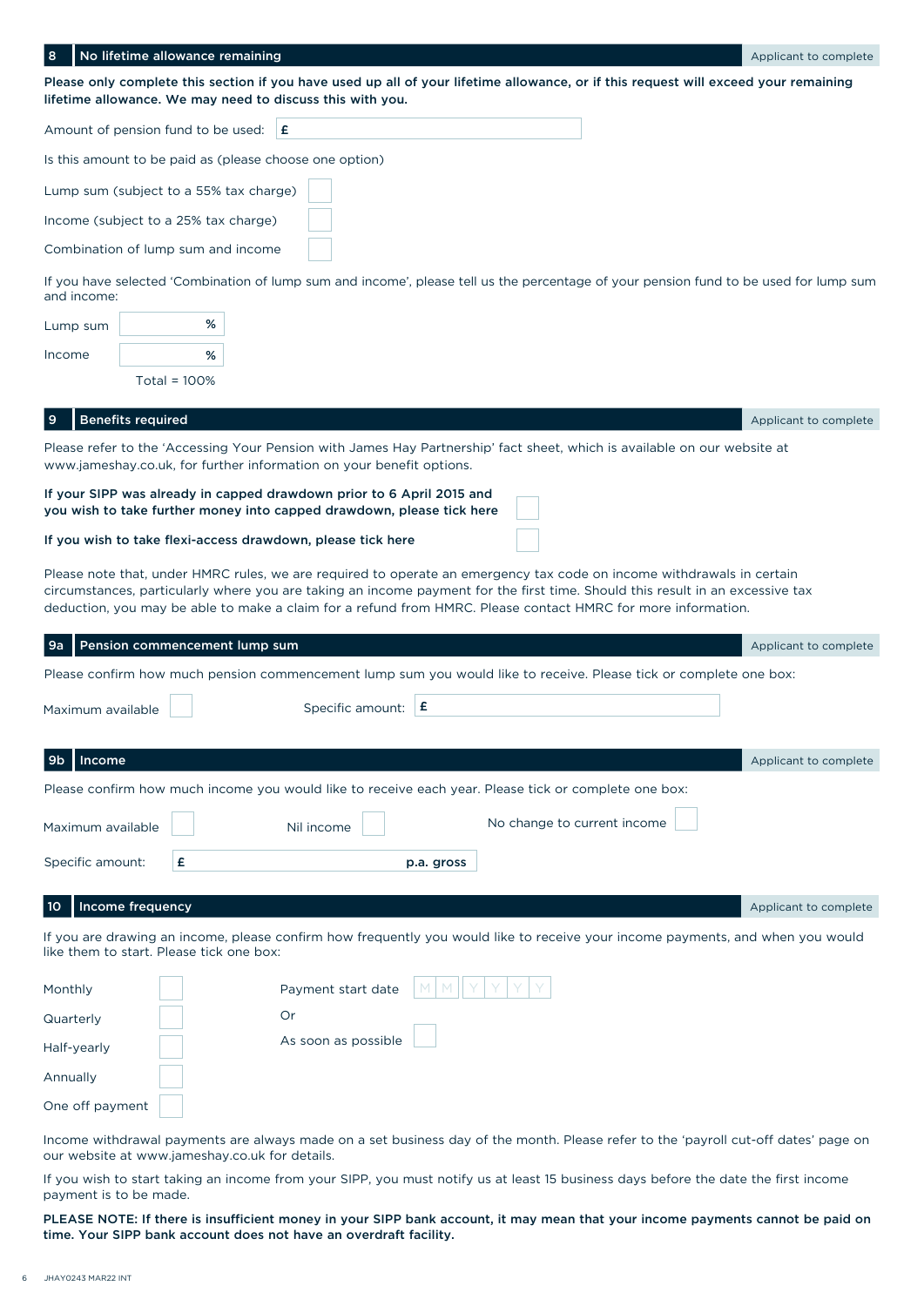## 8 No lifetime allowance remaining

Applicant to complete

**Please only complete this section if you have used up all of your lifetime allowance, or if this request will exceed your remaining lifetime allowance. We may need to discuss this with you.**

Amount of pension fund to be used: £

Is this amount to be paid as (please choose one option)

Lump sum (subject to a 55% tax charge) ☐

Income (subject to a 25% tax charge) ☐

Combination of lump sum and income ☐

If you have selected 'Combination of lump sum and income', please tell us the percentage of your pension fund to be used for lump sum and income:

Lump sum %

Income %

Total = 100%

## 9 Benefits required

Applicant to complete

Please refer to the 'Accessing Your Pension with James Hay Partnership' fact sheet, which is available on our website at www.jameshay.co.uk, for further information on your benefit options.

**If your SIPP was already in capped drawdown prior to 6 April 2015 and you wish to take further money into capped drawdown, please tick here** ☐

**If you wish to take flexi-access drawdown, please tick here** ☐

Please note that, under HMRC rules, we are required to operate an emergency tax code on income withdrawals in certain circumstances, particularly where you are taking an income payment for the first time. Should this result in an excessive tax deduction, you may be able to make a claim for a refund from HMRC. Please contact HMRC for more information.

## 9a Pension commencement lump sum

Applicant to complete

Please confirm how much pension commencement lump sum you would like to receive. Please tick or complete one box:

Maximum available ☐ Specific amount: £

## 9b Income

Applicant to complete

Please confirm how much income you would like to receive each year. Please tick or complete one box:

Maximum available ☐ Nil income ☐ No change to current income ☐

Specific amount: £ p.a. gross

## 10 Income frequency

Applicant to complete

If you are drawing an income, please confirm how frequently you would like to receive your income payments, and when you would like them to start. Please tick one box:

Monthly ☐

Quarterly ☐

Half-yearly ☐

Annually ☐

One off payment ☐

Payment start date M M Y Y Y Y

Or

As soon as possible ☐

Income withdrawal payments are always made on a set business day of the month. Please refer to the 'payroll cut-off dates' page on our website at www.jameshay.co.uk for details.

If you wish to start taking an income from your SIPP, you must notify us at least 15 business days before the date the first income payment is to be made.

**PLEASE NOTE: If there is insufficient money in your SIPP bank account, it may mean that your income payments cannot be paid on time. Your SIPP bank account does not have an overdraft facility.**

JHAY0243 MAR22 INT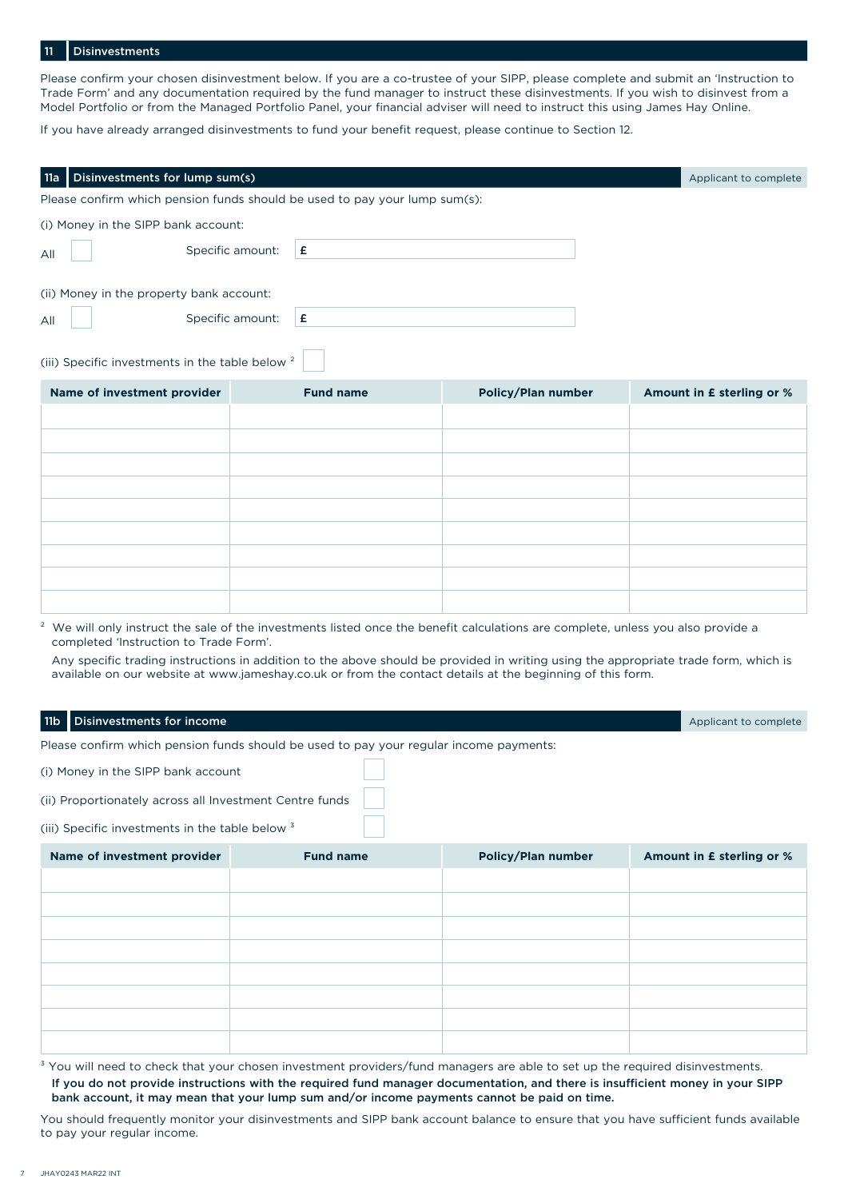## 11 Disinvestments

Please confirm your chosen disinvestment below. If you are a co-trustee of your SIPP, please complete and submit an 'Instruction to Trade Form' and any documentation required by the fund manager to instruct these disinvestments. If you wish to disinvest from a Model Portfolio or from the Managed Portfolio Panel, your financial adviser will need to instruct this using James Hay Online.

If you have already arranged disinvestments to fund your benefit request, please continue to Section 12.

### 11a Disinvestments for lump sum(s)

Applicant to complete

Please confirm which pension funds should be used to pay your lump sum(s):

(i) Money in the SIPP bank account:

All ☐ Specific amount: £

(ii) Money in the property bank account:

All ☐ Specific amount: £

(iii) Specific investments in the table below [2] ☐

| Name of investment provider | Fund name | Policy/Plan number | Amount in £ sterling or % |
|---|---|---|---|
| | | | |
| | | | |
| | | | |
| | | | |
| | | | |
| | | | |
| | | | |
| | | | |
| | | | |

[2] We will only instruct the sale of the investments listed once the benefit calculations are complete, unless you also provide a completed 'Instruction to Trade Form'.

Any specific trading instructions in addition to the above should be provided in writing using the appropriate trade form, which is available on our website at www.jameshay.co.uk or from the contact details at the beginning of this form.

### 11b Disinvestments for income

Applicant to complete

Please confirm which pension funds should be used to pay your regular income payments:

(i) Money in the SIPP bank account ☐

(ii) Proportionately across all Investment Centre funds ☐

(iii) Specific investments in the table below [3] ☐

| Name of investment provider | Fund name | Policy/Plan number | Amount in £ sterling or % |
|---|---|---|---|
| | | | |
| | | | |
| | | | |
| | | | |
| | | | |
| | | | |
| | | | |
| | | | |

[3] You will need to check that your chosen investment providers/fund managers are able to set up the required disinvestments.

**If you do not provide instructions with the required fund manager documentation, and there is insufficient money in your SIPP bank account, it may mean that your lump sum and/or income payments cannot be paid on time.**

You should frequently monitor your disinvestments and SIPP bank account balance to ensure that you have sufficient funds available to pay your regular income.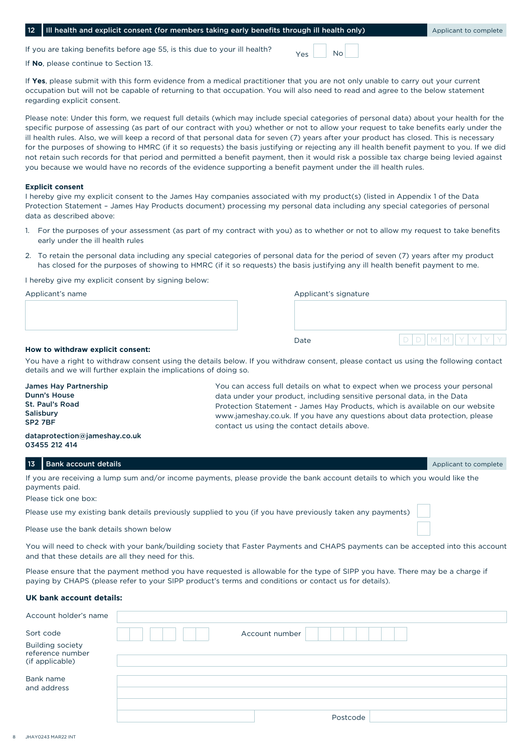## 12 Ill health and explicit consent (for members taking early benefits through ill health only)

Applicant to complete

If you are taking benefits before age 55, is this due to your ill health? Yes ☐ No ☐

If **No**, please continue to Section 13.

If **Yes**, please submit with this form evidence from a medical practitioner that you are not only unable to carry out your current occupation but will not be capable of returning to that occupation. You will also need to read and agree to the below statement regarding explicit consent.

Please note: Under this form, we request full details (which may include special categories of personal data) about your health for the specific purpose of assessing (as part of our contract with you) whether or not to allow your request to take benefits early under the ill health rules. Also, we will keep a record of that personal data for seven (7) years after your product has closed. This is necessary for the purposes of showing to HMRC (if it so requests) the basis justifying or rejecting any ill health benefit payment to you. If we did not retain such records for that period and permitted a benefit payment, then it would risk a possible tax charge being levied against you because we would have no records of the evidence supporting a benefit payment under the ill health rules.

**Explicit consent**

I hereby give my explicit consent to the James Hay companies associated with my product(s) (listed in Appendix 1 of the Data Protection Statement – James Hay Products document) processing my personal data including any special categories of personal data as described above:

1. For the purposes of your assessment (as part of my contract with you) as to whether or not to allow my request to take benefits early under the ill health rules
2. To retain the personal data including any special categories of personal data for the period of seven (7) years after my product has closed for the purposes of showing to HMRC (if it so requests) the basis justifying any ill health benefit payment to me.

I hereby give my explicit consent by signing below:

| Applicant's name | Applicant's signature |
|---|---|
| | |
| | Date D D M M Y Y Y Y |

**How to withdraw explicit consent:**

You have a right to withdraw consent using the details below. If you withdraw consent, please contact us using the following contact details and we will further explain the implications of doing so.

**James Hay Partnership**
**Dunn's House**
**St. Paul's Road**
**Salisbury**
**SP2 7BF**

**dataprotection@jameshay.co.uk**
**03455 212 414**

You can access full details on what to expect when we process your personal data under your product, including sensitive personal data, in the Data Protection Statement - James Hay Products, which is available on our website www.jameshay.co.uk. If you have any questions about data protection, please contact us using the contact details above.

## 13 Bank account details

Applicant to complete

If you are receiving a lump sum and/or income payments, please provide the bank account details to which you would like the payments paid.

Please tick one box:

Please use my existing bank details previously supplied to you (if you have previously taken any payments) ☐

Please use the bank details shown below ☐

You will need to check with your bank/building society that Faster Payments and CHAPS payments can be accepted into this account and that these details are all they need for this.

Please ensure that the payment method you have requested is allowable for the type of SIPP you have. There may be a charge if paying by CHAPS (please refer to your SIPP product's terms and conditions or contact us for details).

**UK bank account details:**

| | |
|---|---|
| Account holder's name | |
| Sort code | Account number |
| Building society reference number (if applicable) | |
| Bank name and address | |
| | |
| | |
| | Postcode |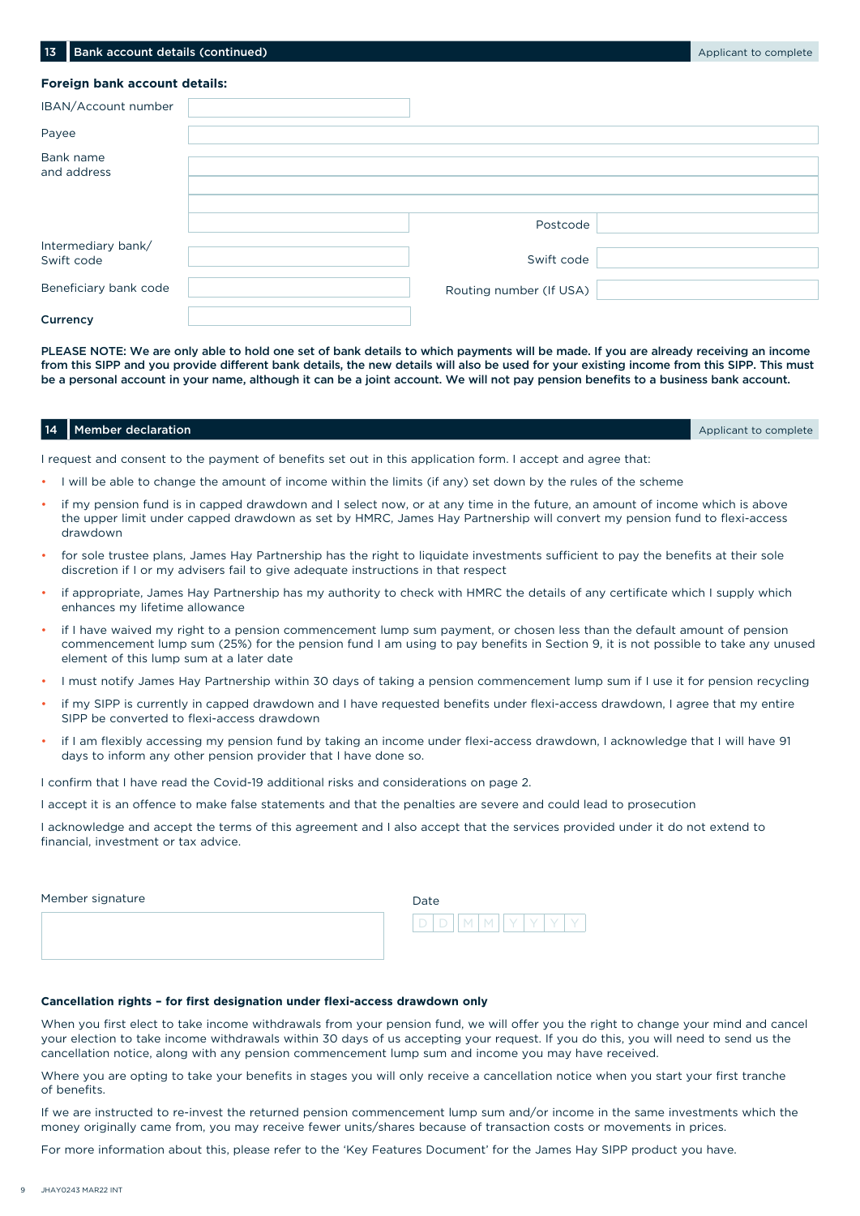## 13 Bank account details (continued)

Applicant to complete

**Foreign bank account details:**

| | | | |
|---|---|---|---|
| IBAN/Account number | | | |
| Payee | | | |
| Bank name and address | | | |
| | | Postcode | |
| Intermediary bank/ Swift code | | Swift code | |
| Beneficiary bank code | | Routing number (If USA) | |
| **Currency** | | | |

**PLEASE NOTE: We are only able to hold one set of bank details to which payments will be made. If you are already receiving an income from this SIPP and you provide different bank details, the new details will also be used for your existing income from this SIPP. This must be a personal account in your name, although it can be a joint account. We will not pay pension benefits to a business bank account.**

## 14 Member declaration

Applicant to complete

I request and consent to the payment of benefits set out in this application form. I accept and agree that:

- I will be able to change the amount of income within the limits (if any) set down by the rules of the scheme
- if my pension fund is in capped drawdown and I select now, or at any time in the future, an amount of income which is above the upper limit under capped drawdown as set by HMRC, James Hay Partnership will convert my pension fund to flexi-access drawdown
- for sole trustee plans, James Hay Partnership has the right to liquidate investments sufficient to pay the benefits at their sole discretion if I or my advisers fail to give adequate instructions in that respect
- if appropriate, James Hay Partnership has my authority to check with HMRC the details of any certificate which I supply which enhances my lifetime allowance
- if I have waived my right to a pension commencement lump sum payment, or chosen less than the default amount of pension commencement lump sum (25%) for the pension fund I am using to pay benefits in Section 9, it is not possible to take any unused element of this lump sum at a later date
- I must notify James Hay Partnership within 30 days of taking a pension commencement lump sum if I use it for pension recycling
- if my SIPP is currently in capped drawdown and I have requested benefits under flexi-access drawdown, I agree that my entire SIPP be converted to flexi-access drawdown
- if I am flexibly accessing my pension fund by taking an income under flexi-access drawdown, I acknowledge that I will have 91 days to inform any other pension provider that I have done so.

I confirm that I have read the Covid-19 additional risks and considerations on page 2.

I accept it is an offence to make false statements and that the penalties are severe and could lead to prosecution

I acknowledge and accept the terms of this agreement and I also accept that the services provided under it do not extend to financial, investment or tax advice.

Member signature

Date D D M M Y Y Y Y

**Cancellation rights – for first designation under flexi-access drawdown only**

When you first elect to take income withdrawals from your pension fund, we will offer you the right to change your mind and cancel your election to take income withdrawals within 30 days of us accepting your request. If you do this, you will need to send us the cancellation notice, along with any pension commencement lump sum and income you may have received.

Where you are opting to take your benefits in stages you will only receive a cancellation notice when you start your first tranche of benefits.

If we are instructed to re-invest the returned pension commencement lump sum and/or income in the same investments which the money originally came from, you may receive fewer units/shares because of transaction costs or movements in prices.

For more information about this, please refer to the 'Key Features Document' for the James Hay SIPP product you have.

JHAY0243 MAR22 INT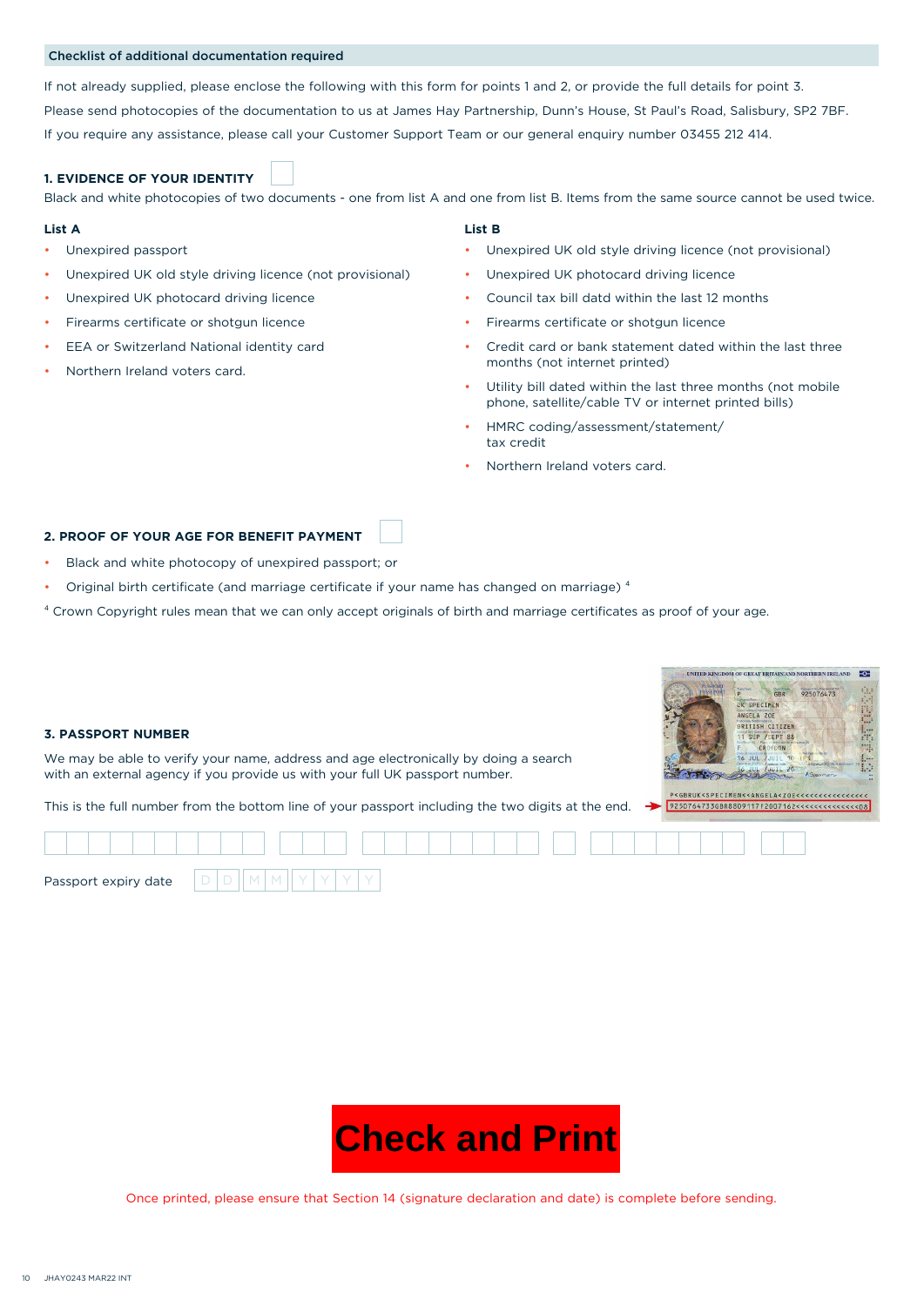## Checklist of additional documentation required

If not already supplied, please enclose the following with this form for points 1 and 2, or provide the full details for point 3.

Please send photocopies of the documentation to us at James Hay Partnership, Dunn's House, St Paul's Road, Salisbury, SP2 7BF.

If you require any assistance, please call your Customer Support Team or our general enquiry number 03455 212 414.

### 1. EVIDENCE OF YOUR IDENTITY ☐

Black and white photocopies of two documents - one from list A and one from list B. Items from the same source cannot be used twice.

**List A**

- Unexpired passport
- Unexpired UK old style driving licence (not provisional)
- Unexpired UK photocard driving licence
- Firearms certificate or shotgun licence
- EEA or Switzerland National identity card
- Northern Ireland voters card.

**List B**

- Unexpired UK old style driving licence (not provisional)
- Unexpired UK photocard driving licence
- Council tax bill datd within the last 12 months
- Firearms certificate or shotgun licence
- Credit card or bank statement dated within the last three months (not internet printed)
- Utility bill dated within the last three months (not mobile phone, satellite/cable TV or internet printed bills)
- HMRC coding/assessment/statement/ tax credit
- Northern Ireland voters card.

### 2. PROOF OF YOUR AGE FOR BENEFIT PAYMENT ☐

- Black and white photocopy of unexpired passport; or
- Original birth certificate (and marriage certificate if your name has changed on marriage) [4]

[4] Crown Copyright rules mean that we can only accept originals of birth and marriage certificates as proof of your age.

### 3. PASSPORT NUMBER

We may be able to verify your name, address and age electronically by doing a search with an external agency if you provide us with your full UK passport number.

This is the full number from the bottom line of your passport including the two digits at the end.

| | | | | | | | | | | | | | | | | | | | | | | | | | | | | | | | | | | | | |
|---|---|---|---|---|---|---|---|---|---|---|---|---|---|---|---|---|---|---|---|---|---|---|---|---|---|---|---|---|---|---|---|---|---|---|---|---|

Passport expiry date D D / M M / Y Y Y Y

**Check and Print**

Once printed, please ensure that Section 14 (signature declaration and date) is complete before sending.

JHAY0243 MAR22 INT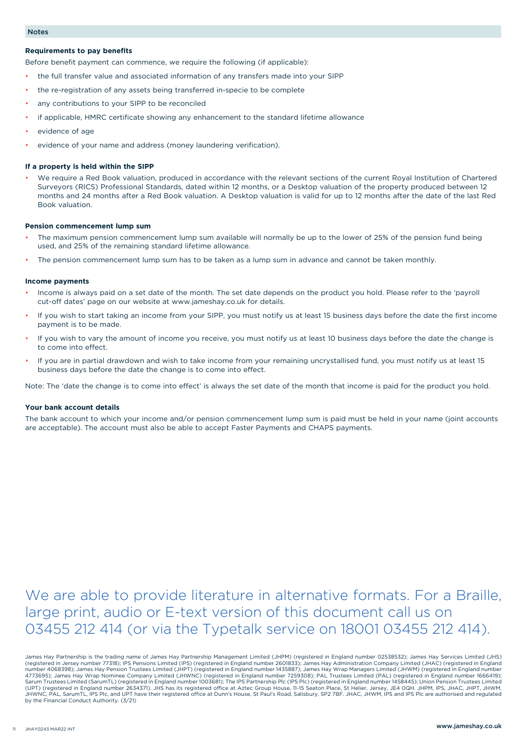## Notes

**Requirements to pay benefits**

Before benefit payment can commence, we require the following (if applicable):

- the full transfer value and associated information of any transfers made into your SIPP
- the re-registration of any assets being transferred in-specie to be complete
- any contributions to your SIPP to be reconciled
- if applicable, HMRC certificate showing any enhancement to the standard lifetime allowance
- evidence of age
- evidence of your name and address (money laundering verification).

**If a property is held within the SIPP**

- We require a Red Book valuation, produced in accordance with the relevant sections of the current Royal Institution of Chartered Surveyors (RICS) Professional Standards, dated within 12 months, or a Desktop valuation of the property produced between 12 months and 24 months after a Red Book valuation. A Desktop valuation is valid for up to 12 months after the date of the last Red Book valuation.

**Pension commencement lump sum**

- The maximum pension commencement lump sum available will normally be up to the lower of 25% of the pension fund being used, and 25% of the remaining standard lifetime allowance.
- The pension commencement lump sum has to be taken as a lump sum in advance and cannot be taken monthly.

**Income payments**

- Income is always paid on a set date of the month. The set date depends on the product you hold. Please refer to the 'payroll cut-off dates' page on our website at www.jameshay.co.uk for details.
- If you wish to start taking an income from your SIPP, you must notify us at least 15 business days before the date the first income payment is to be made.
- If you wish to vary the amount of income you receive, you must notify us at least 10 business days before the date the change is to come into effect.
- If you are in partial drawdown and wish to take income from your remaining uncrystallised fund, you must notify us at least 15 business days before the date the change is to come into effect.

Note: The 'date the change is to come into effect' is always the set date of the month that income is paid for the product you hold.

**Your bank account details**

The bank account to which your income and/or pension commencement lump sum is paid must be held in your name (joint accounts are acceptable). The account must also be able to accept Faster Payments and CHAPS payments.

We are able to provide literature in alternative formats. For a Braille, large print, audio or E-text version of this document call us on 03455 212 414 (or via the Typetalk service on 18001 03455 212 414).

James Hay Partnership is the trading name of James Hay Partnership Management Limited (JHPM) (registered in England number 02538532); James Hay Services Limited (JHS) (registered in Jersey number 77318); IPS Pensions Limited (IPS) (registered in England number 2601833); James Hay Administration Company Limited (JHAC) (registered in England number 4068398); James Hay Pension Trustees Limited (JHPT) (registered in England number 1435887); James Hay Wrap Managers Limited (JHWM) (registered in England number 4773695); James Hay Wrap Nominee Company Limited (JHWNC) (registered in England number 7259308); PAL Trustees Limited (PAL) (registered in England number 1666419); Sarum Trustees Limited (SarumTL) (registered in England number 1003681); The IPS Partnership Plc (IPS Plc) (registered in England number 1458445); Union Pension Trustees Limited (UPT) (registered in England number 2634371). JHS has its registered office at Aztec Group House, 11-15 Seaton Place, St Helier, Jersey, JE4 0QH. JHPM, IPS, JHAC, JHPT, JHWM, JHWNC, PAL, SarumTL, IPS Plc, and UPT have their registered office at Dunn's House, St Paul's Road, Salisbury, SP2 7BF. JHAC, JHWM, IPS and IPS Plc are authorised and regulated by the Financial Conduct Authority. (3/21)

JHAY0243 MAR22 INT

www.jameshay.co.uk